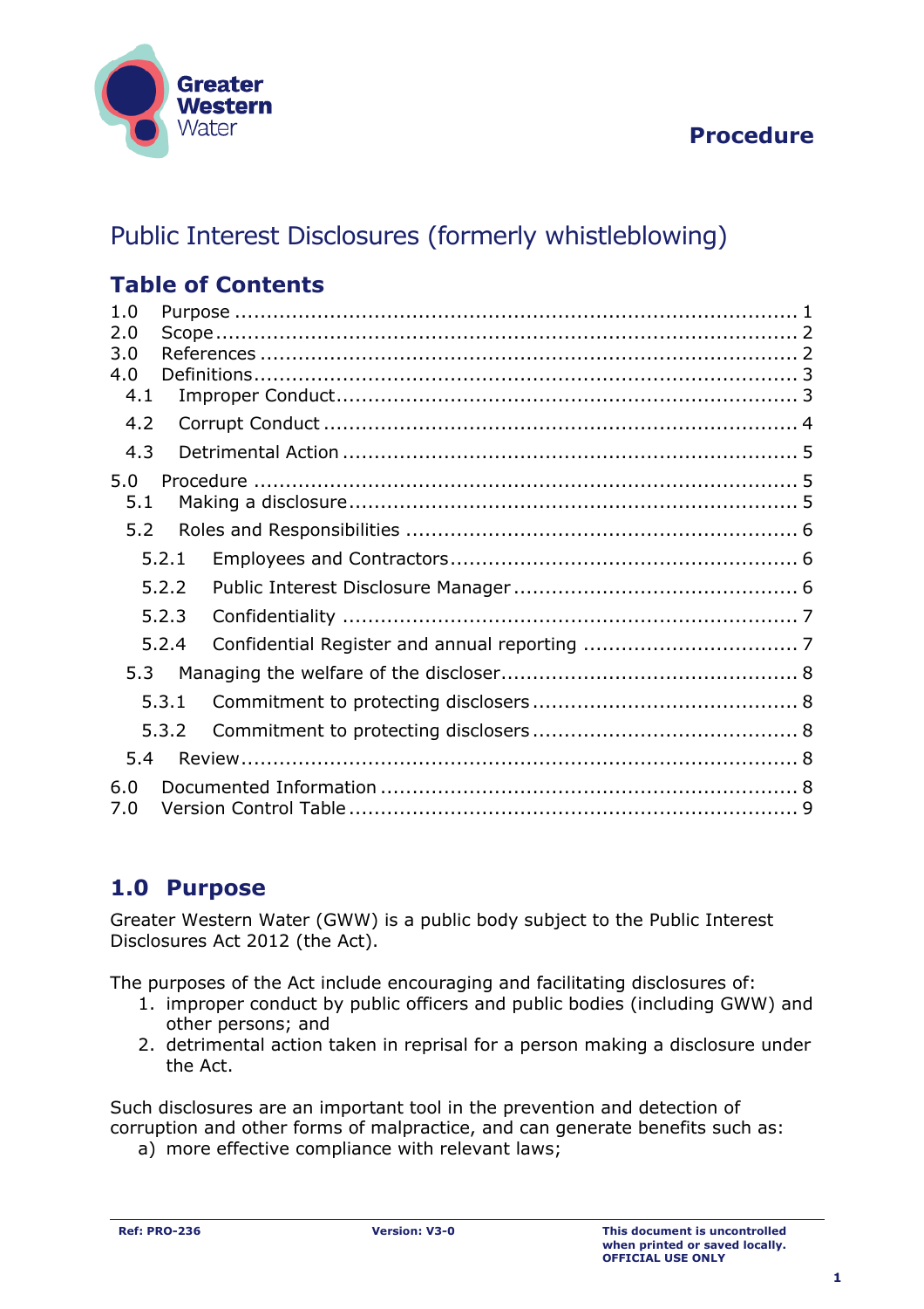**Procedure**

# Public Interest Disclosures (formerly whistleblowing)

## Table of Contents

1.0 Purpose ........ 1
2.0 Scope ........ 2
3.0 References ........ 2
4.0 Definitions ........ 3
- 4.1 Improper Conduct ........ 3
- 4.2 Corrupt Conduct ........ 4
- 4.3 Detrimental Action ........ 5

5.0 Procedure ........ 5
- 5.1 Making a disclosure ........ 5
- 5.2 Roles and Responsibilities ........ 6
  - 5.2.1 Employees and Contractors ........ 6
  - 5.2.2 Public Interest Disclosure Manager ........ 6
  - 5.2.3 Confidentiality ........ 7
  - 5.2.4 Confidential Register and annual reporting ........ 7
- 5.3 Managing the welfare of the discloser ........ 8
  - 5.3.1 Commitment to protecting disclosers ........ 8
  - 5.3.2 Commitment to protecting disclosers ........ 8
- 5.4 Review ........ 8

6.0 Documented Information ........ 8
7.0 Version Control Table ........ 9

## 1.0 Purpose

Greater Western Water (GWW) is a public body subject to the Public Interest Disclosures Act 2012 (the Act).

The purposes of the Act include encouraging and facilitating disclosures of:

1. improper conduct by public officers and public bodies (including GWW) and other persons; and
2. detrimental action taken in reprisal for a person making a disclosure under the Act.

Such disclosures are an important tool in the prevention and detection of corruption and other forms of malpractice, and can generate benefits such as:

a) more effective compliance with relevant laws;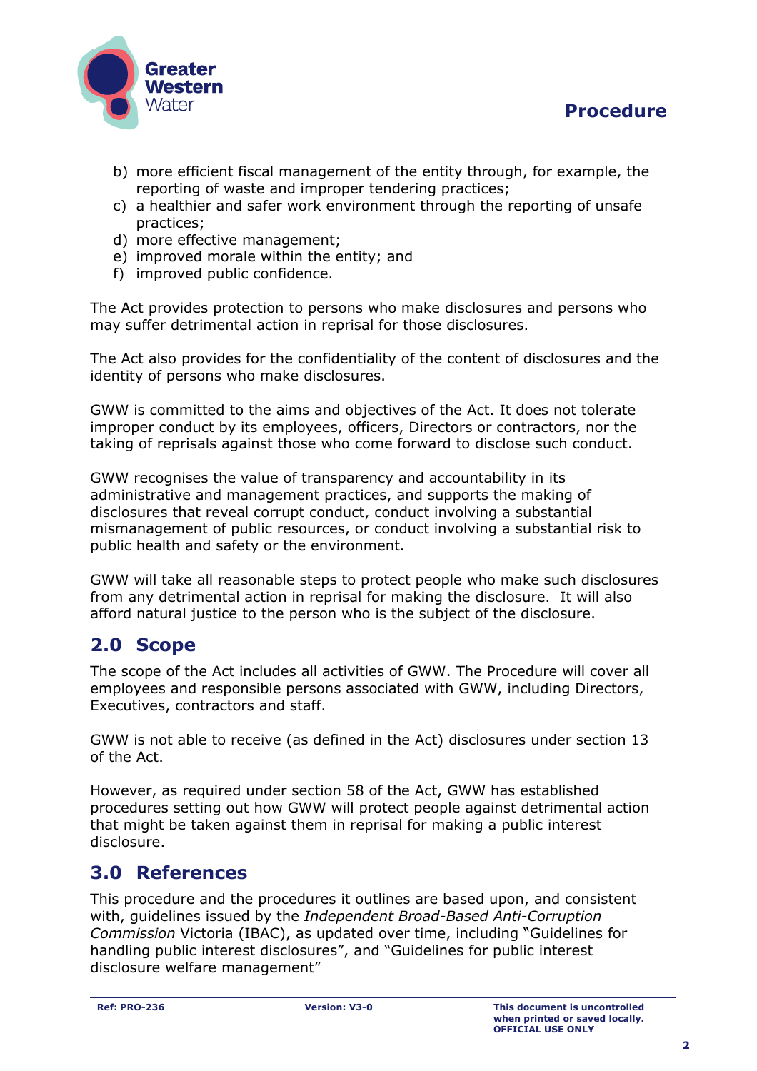b) more efficient fiscal management of the entity through, for example, the reporting of waste and improper tendering practices;
c) a healthier and safer work environment through the reporting of unsafe practices;
d) more effective management;
e) improved morale within the entity; and
f) improved public confidence.

The Act provides protection to persons who make disclosures and persons who may suffer detrimental action in reprisal for those disclosures.

The Act also provides for the confidentiality of the content of disclosures and the identity of persons who make disclosures.

GWW is committed to the aims and objectives of the Act. It does not tolerate improper conduct by its employees, officers, Directors or contractors, nor the taking of reprisals against those who come forward to disclose such conduct.

GWW recognises the value of transparency and accountability in its administrative and management practices, and supports the making of disclosures that reveal corrupt conduct, conduct involving a substantial mismanagement of public resources, or conduct involving a substantial risk to public health and safety or the environment.

GWW will take all reasonable steps to protect people who make such disclosures from any detrimental action in reprisal for making the disclosure. It will also afford natural justice to the person who is the subject of the disclosure.

## 2.0 Scope

The scope of the Act includes all activities of GWW. The Procedure will cover all employees and responsible persons associated with GWW, including Directors, Executives, contractors and staff.

GWW is not able to receive (as defined in the Act) disclosures under section 13 of the Act.

However, as required under section 58 of the Act, GWW has established procedures setting out how GWW will protect people against detrimental action that might be taken against them in reprisal for making a public interest disclosure.

## 3.0 References

This procedure and the procedures it outlines are based upon, and consistent with, guidelines issued by the *Independent Broad-Based Anti-Corruption Commission* Victoria (IBAC), as updated over time, including "Guidelines for handling public interest disclosures", and "Guidelines for public interest disclosure welfare management"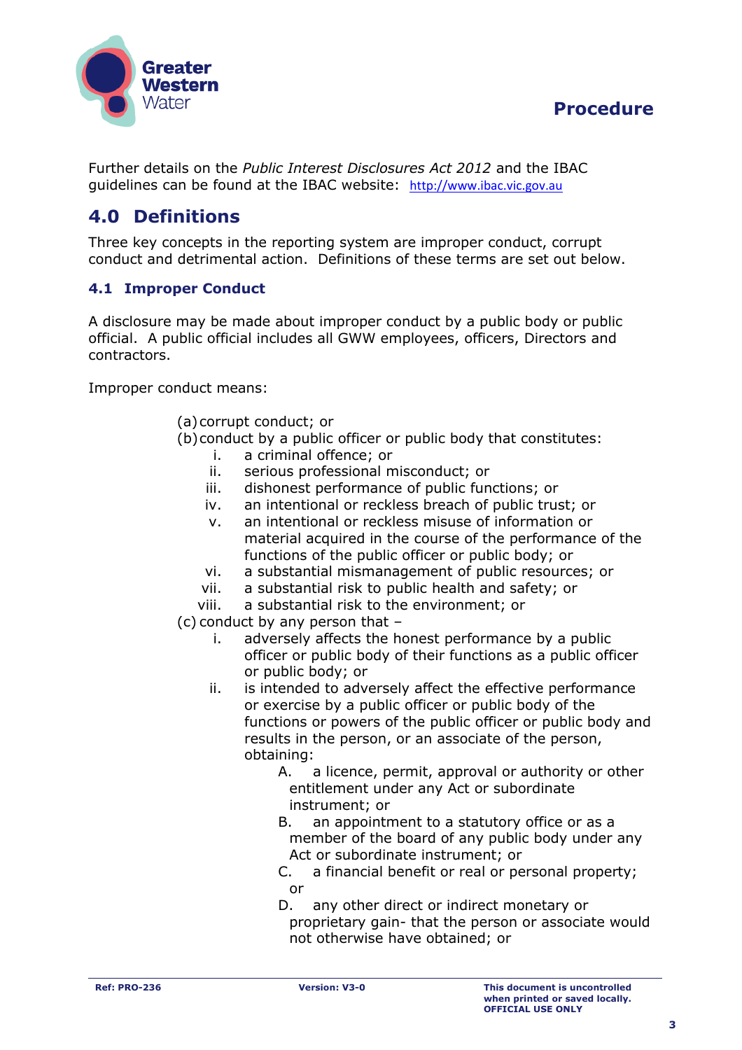Further details on the *Public Interest Disclosures Act 2012* and the IBAC guidelines can be found at the IBAC website: http://www.ibac.vic.gov.au

## 4.0 Definitions

Three key concepts in the reporting system are improper conduct, corrupt conduct and detrimental action. Definitions of these terms are set out below.

### 4.1 Improper Conduct

A disclosure may be made about improper conduct by a public body or public official. A public official includes all GWW employees, officers, Directors and contractors.

Improper conduct means:

(a) corrupt conduct; or

(b) conduct by a public officer or public body that constitutes:

- i. a criminal offence; or
- ii. serious professional misconduct; or
- iii. dishonest performance of public functions; or
- iv. an intentional or reckless breach of public trust; or
- v. an intentional or reckless misuse of information or material acquired in the course of the performance of the functions of the public officer or public body; or
- vi. a substantial mismanagement of public resources; or
- vii. a substantial risk to public health and safety; or
- viii. a substantial risk to the environment; or

(c) conduct by any person that –

- i. adversely affects the honest performance by a public officer or public body of their functions as a public officer or public body; or
- ii. is intended to adversely affect the effective performance or exercise by a public officer or public body of the functions or powers of the public officer or public body and results in the person, or an associate of the person, obtaining:
  - A. a licence, permit, approval or authority or other entitlement under any Act or subordinate instrument; or
  - B. an appointment to a statutory office or as a member of the board of any public body under any Act or subordinate instrument; or
  - C. a financial benefit or real or personal property; or
  - D. any other direct or indirect monetary or proprietary gain- that the person or associate would not otherwise have obtained; or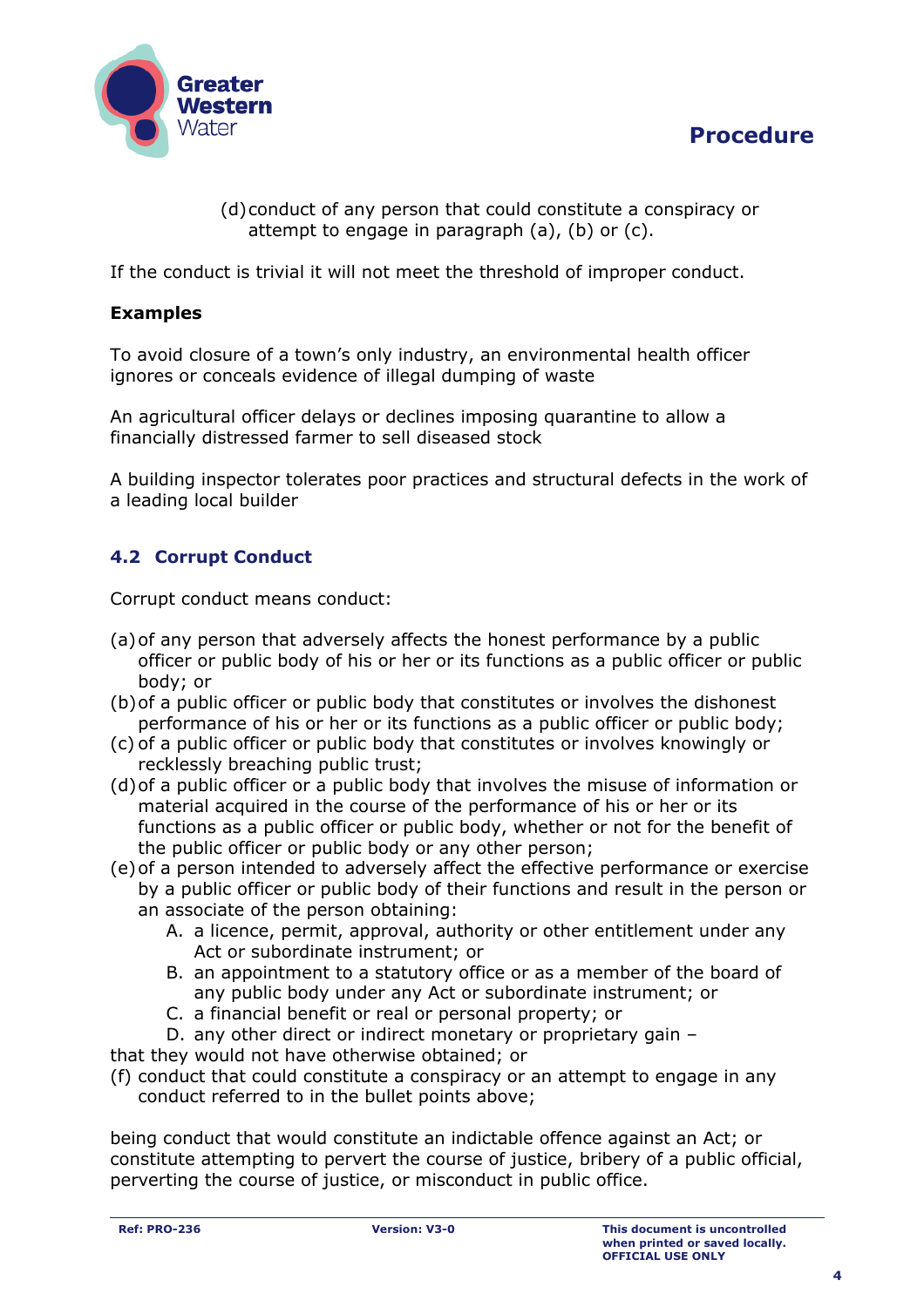(d) conduct of any person that could constitute a conspiracy or attempt to engage in paragraph (a), (b) or (c).

If the conduct is trivial it will not meet the threshold of improper conduct.

**Examples**

To avoid closure of a town's only industry, an environmental health officer ignores or conceals evidence of illegal dumping of waste

An agricultural officer delays or declines imposing quarantine to allow a financially distressed farmer to sell diseased stock

A building inspector tolerates poor practices and structural defects in the work of a leading local builder

## 4.2 Corrupt Conduct

Corrupt conduct means conduct:

(a) of any person that adversely affects the honest performance by a public officer or public body of his or her or its functions as a public officer or public body; or

(b) of a public officer or public body that constitutes or involves the dishonest performance of his or her or its functions as a public officer or public body;

(c) of a public officer or public body that constitutes or involves knowingly or recklessly breaching public trust;

(d) of a public officer or a public body that involves the misuse of information or material acquired in the course of the performance of his or her or its functions as a public officer or public body, whether or not for the benefit of the public officer or public body or any other person;

(e) of a person intended to adversely affect the effective performance or exercise by a public officer or public body of their functions and result in the person or an associate of the person obtaining:

   A. a licence, permit, approval, authority or other entitlement under any Act or subordinate instrument; or
   B. an appointment to a statutory office or as a member of the board of any public body under any Act or subordinate instrument; or
   C. a financial benefit or real or personal property; or
   D. any other direct or indirect monetary or proprietary gain –

that they would not have otherwise obtained; or

(f) conduct that could constitute a conspiracy or an attempt to engage in any conduct referred to in the bullet points above;

being conduct that would constitute an indictable offence against an Act; or constitute attempting to pervert the course of justice, bribery of a public official, perverting the course of justice, or misconduct in public office.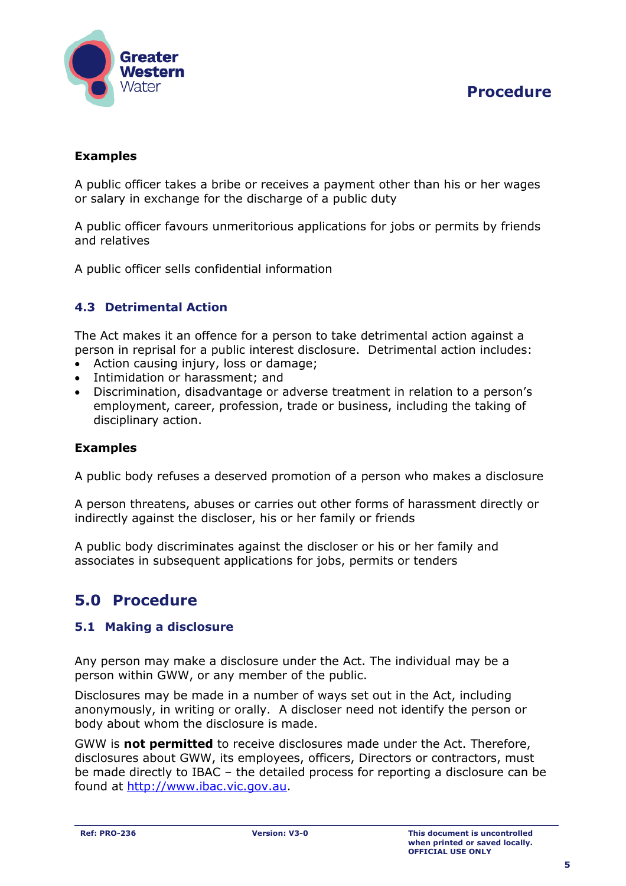**Examples**

A public officer takes a bribe or receives a payment other than his or her wages or salary in exchange for the discharge of a public duty

A public officer favours unmeritorious applications for jobs or permits by friends and relatives

A public officer sells confidential information

### 4.3 Detrimental Action

The Act makes it an offence for a person to take detrimental action against a person in reprisal for a public interest disclosure. Detrimental action includes:

- Action causing injury, loss or damage;
- Intimidation or harassment; and
- Discrimination, disadvantage or adverse treatment in relation to a person's employment, career, profession, trade or business, including the taking of disciplinary action.

**Examples**

A public body refuses a deserved promotion of a person who makes a disclosure

A person threatens, abuses or carries out other forms of harassment directly or indirectly against the discloser, his or her family or friends

A public body discriminates against the discloser or his or her family and associates in subsequent applications for jobs, permits or tenders

## 5.0 Procedure

### 5.1 Making a disclosure

Any person may make a disclosure under the Act. The individual may be a person within GWW, or any member of the public.

Disclosures may be made in a number of ways set out in the Act, including anonymously, in writing or orally. A discloser need not identify the person or body about whom the disclosure is made.

GWW is **not permitted** to receive disclosures made under the Act. Therefore, disclosures about GWW, its employees, officers, Directors or contractors, must be made directly to IBAC – the detailed process for reporting a disclosure can be found at http://www.ibac.vic.gov.au.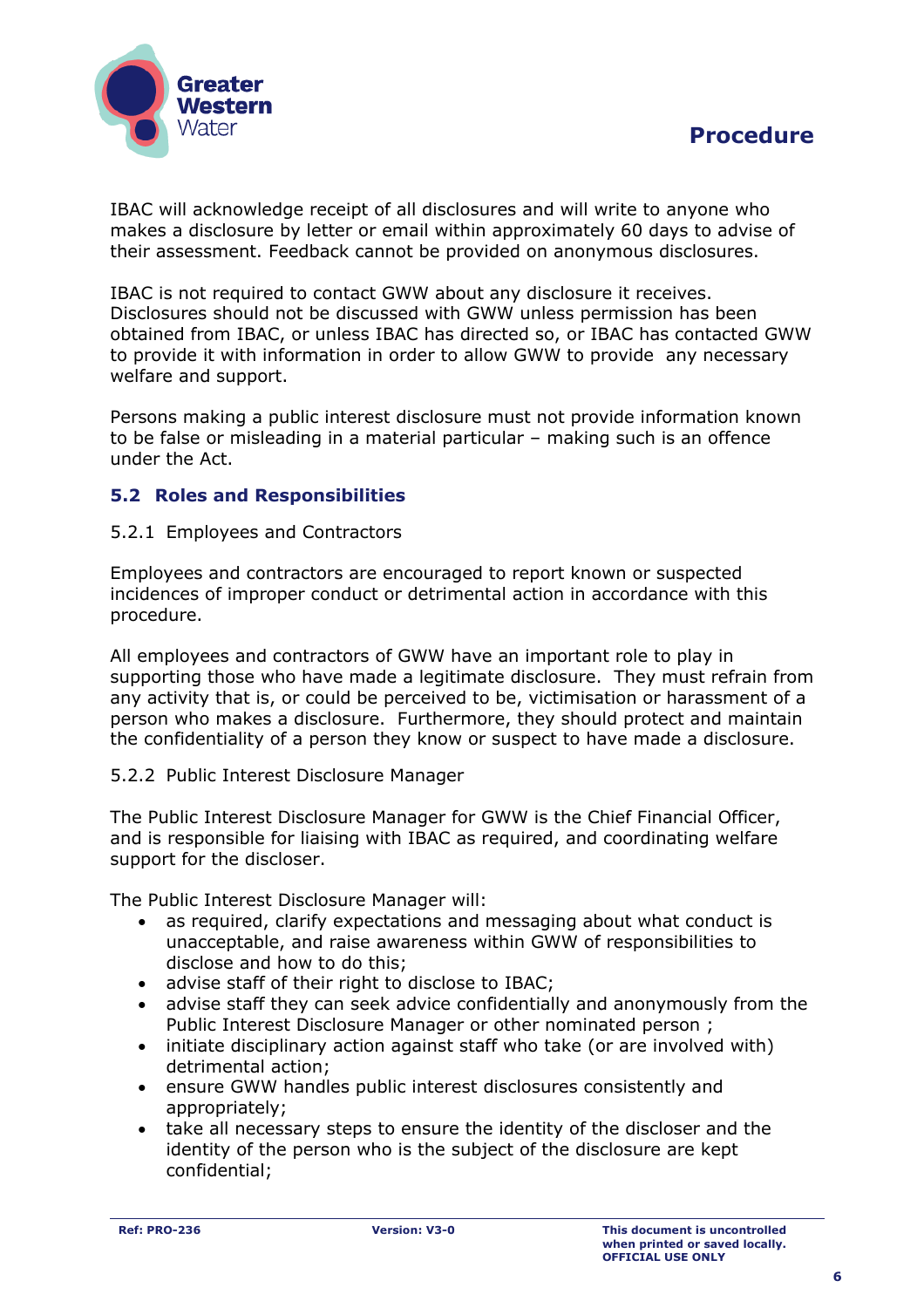IBAC will acknowledge receipt of all disclosures and will write to anyone who makes a disclosure by letter or email within approximately 60 days to advise of their assessment. Feedback cannot be provided on anonymous disclosures.

IBAC is not required to contact GWW about any disclosure it receives. Disclosures should not be discussed with GWW unless permission has been obtained from IBAC, or unless IBAC has directed so, or IBAC has contacted GWW to provide it with information in order to allow GWW to provide any necessary welfare and support.

Persons making a public interest disclosure must not provide information known to be false or misleading in a material particular – making such is an offence under the Act.

## 5.2 Roles and Responsibilities

### 5.2.1 Employees and Contractors

Employees and contractors are encouraged to report known or suspected incidences of improper conduct or detrimental action in accordance with this procedure.

All employees and contractors of GWW have an important role to play in supporting those who have made a legitimate disclosure. They must refrain from any activity that is, or could be perceived to be, victimisation or harassment of a person who makes a disclosure. Furthermore, they should protect and maintain the confidentiality of a person they know or suspect to have made a disclosure.

### 5.2.2 Public Interest Disclosure Manager

The Public Interest Disclosure Manager for GWW is the Chief Financial Officer, and is responsible for liaising with IBAC as required, and coordinating welfare support for the discloser.

The Public Interest Disclosure Manager will:

- as required, clarify expectations and messaging about what conduct is unacceptable, and raise awareness within GWW of responsibilities to disclose and how to do this;
- advise staff of their right to disclose to IBAC;
- advise staff they can seek advice confidentially and anonymously from the Public Interest Disclosure Manager or other nominated person ;
- initiate disciplinary action against staff who take (or are involved with) detrimental action;
- ensure GWW handles public interest disclosures consistently and appropriately;
- take all necessary steps to ensure the identity of the discloser and the identity of the person who is the subject of the disclosure are kept confidential;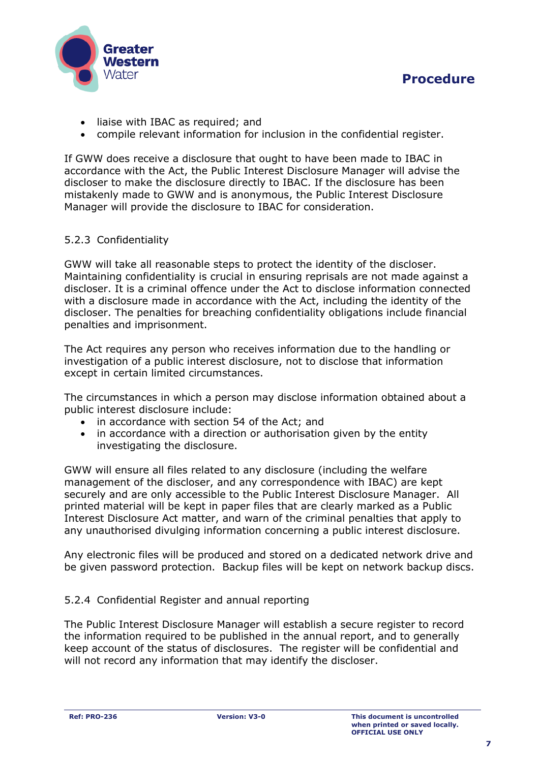- liaise with IBAC as required; and
- compile relevant information for inclusion in the confidential register.

If GWW does receive a disclosure that ought to have been made to IBAC in accordance with the Act, the Public Interest Disclosure Manager will advise the discloser to make the disclosure directly to IBAC. If the disclosure has been mistakenly made to GWW and is anonymous, the Public Interest Disclosure Manager will provide the disclosure to IBAC for consideration.

#### 5.2.3 Confidentiality

GWW will take all reasonable steps to protect the identity of the discloser. Maintaining confidentiality is crucial in ensuring reprisals are not made against a discloser. It is a criminal offence under the Act to disclose information connected with a disclosure made in accordance with the Act, including the identity of the discloser. The penalties for breaching confidentiality obligations include financial penalties and imprisonment.

The Act requires any person who receives information due to the handling or investigation of a public interest disclosure, not to disclose that information except in certain limited circumstances.

The circumstances in which a person may disclose information obtained about a public interest disclosure include:

- in accordance with section 54 of the Act; and
- in accordance with a direction or authorisation given by the entity investigating the disclosure.

GWW will ensure all files related to any disclosure (including the welfare management of the discloser, and any correspondence with IBAC) are kept securely and are only accessible to the Public Interest Disclosure Manager. All printed material will be kept in paper files that are clearly marked as a Public Interest Disclosure Act matter, and warn of the criminal penalties that apply to any unauthorised divulging information concerning a public interest disclosure.

Any electronic files will be produced and stored on a dedicated network drive and be given password protection. Backup files will be kept on network backup discs.

#### 5.2.4 Confidential Register and annual reporting

The Public Interest Disclosure Manager will establish a secure register to record the information required to be published in the annual report, and to generally keep account of the status of disclosures. The register will be confidential and will not record any information that may identify the discloser.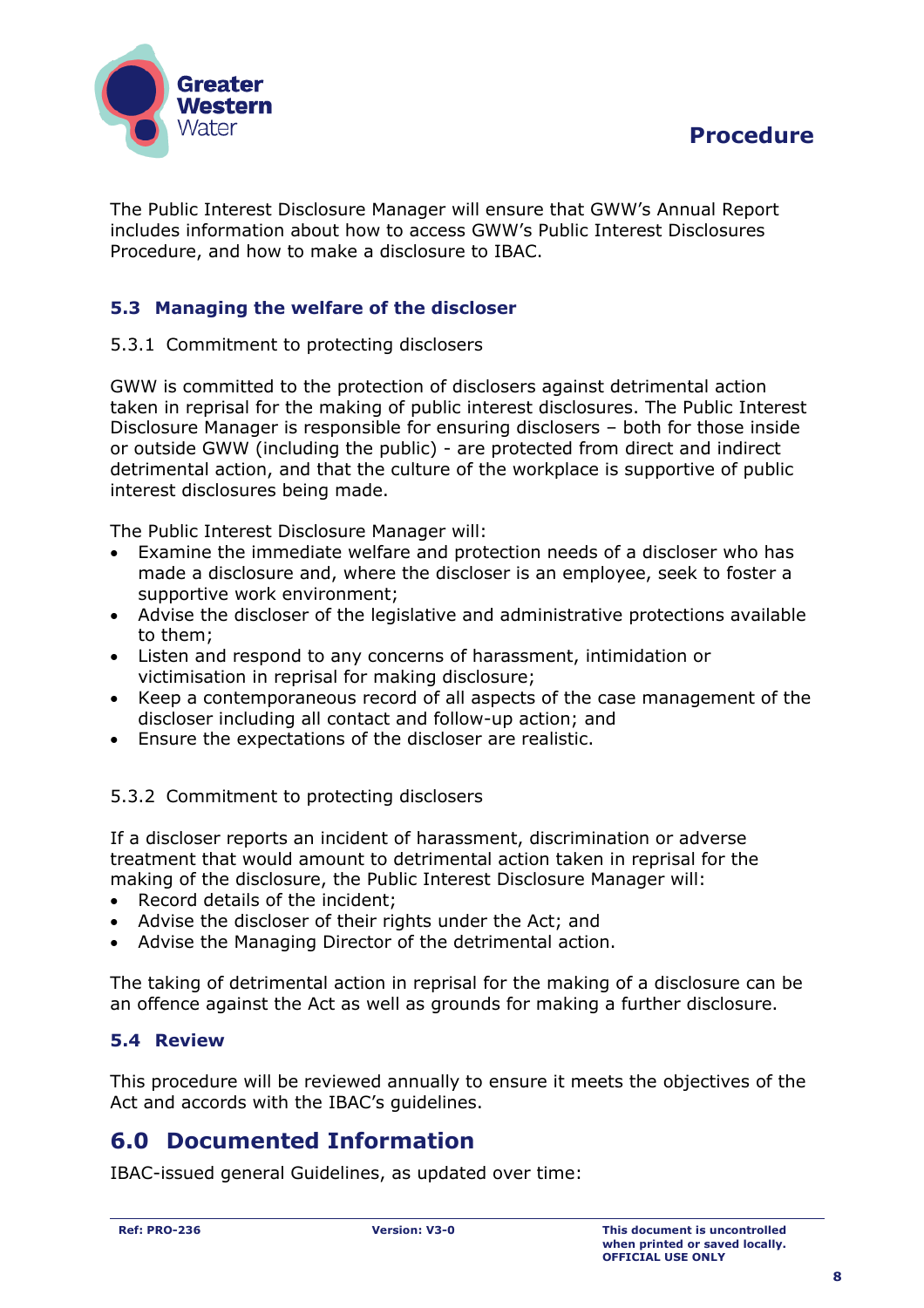The Public Interest Disclosure Manager will ensure that GWW's Annual Report includes information about how to access GWW's Public Interest Disclosures Procedure, and how to make a disclosure to IBAC.

### 5.3 Managing the welfare of the discloser

#### 5.3.1 Commitment to protecting disclosers

GWW is committed to the protection of disclosers against detrimental action taken in reprisal for the making of public interest disclosures. The Public Interest Disclosure Manager is responsible for ensuring disclosers – both for those inside or outside GWW (including the public) - are protected from direct and indirect detrimental action, and that the culture of the workplace is supportive of public interest disclosures being made.

The Public Interest Disclosure Manager will:

- Examine the immediate welfare and protection needs of a discloser who has made a disclosure and, where the discloser is an employee, seek to foster a supportive work environment;
- Advise the discloser of the legislative and administrative protections available to them;
- Listen and respond to any concerns of harassment, intimidation or victimisation in reprisal for making disclosure;
- Keep a contemporaneous record of all aspects of the case management of the discloser including all contact and follow-up action; and
- Ensure the expectations of the discloser are realistic.

#### 5.3.2 Commitment to protecting disclosers

If a discloser reports an incident of harassment, discrimination or adverse treatment that would amount to detrimental action taken in reprisal for the making of the disclosure, the Public Interest Disclosure Manager will:

- Record details of the incident;
- Advise the discloser of their rights under the Act; and
- Advise the Managing Director of the detrimental action.

The taking of detrimental action in reprisal for the making of a disclosure can be an offence against the Act as well as grounds for making a further disclosure.

### 5.4 Review

This procedure will be reviewed annually to ensure it meets the objectives of the Act and accords with the IBAC's guidelines.

## 6.0 Documented Information

IBAC-issued general Guidelines, as updated over time: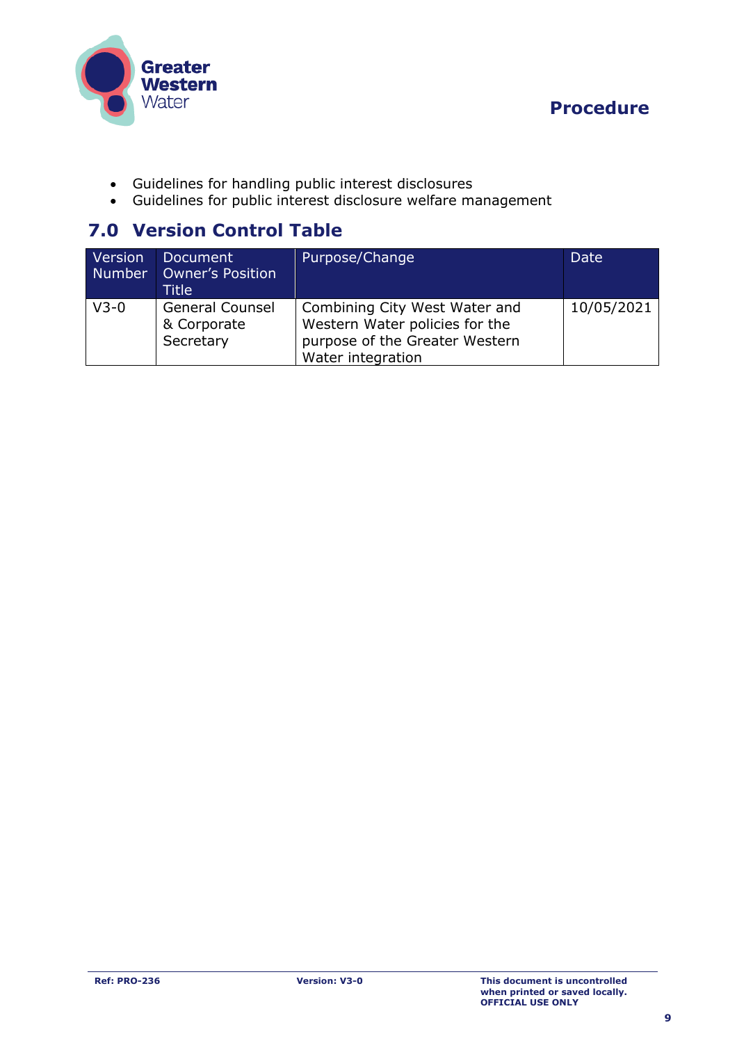- Guidelines for handling public interest disclosures
- Guidelines for public interest disclosure welfare management

## 7.0 Version Control Table

| Version Number | Document Owner's Position Title | Purpose/Change | Date |
|---|---|---|---|
| V3-0 | General Counsel & Corporate Secretary | Combining City West Water and Western Water policies for the purpose of the Greater Western Water integration | 10/05/2021 |